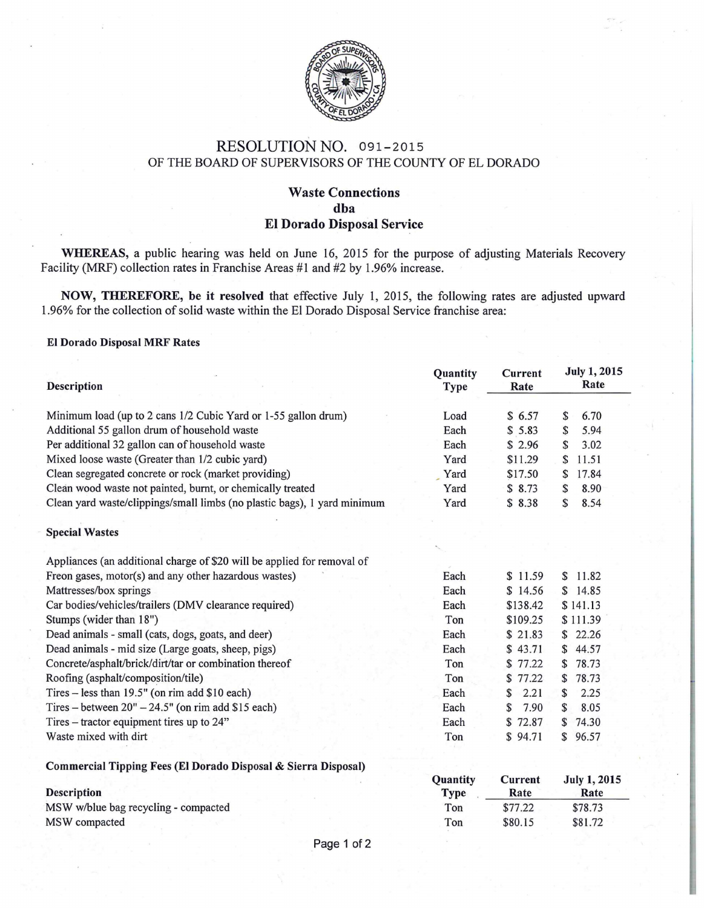# RESOLUTION NO. 091-2015

## OF THE BOARD OF SUPERVISORS OF THE COUNTY OF EL DORADO

### Waste Connections
### dba
### El Dorado Disposal Service

**WHEREAS,** a public hearing was held on June 16, 2015 for the purpose of adjusting Materials Recovery Facility (MRF) collection rates in Franchise Areas #1 and #2 by 1.96% increase.

**NOW, THEREFORE, be it resolved** that effective July 1, 2015, the following rates are adjusted upward 1.96% for the collection of solid waste within the El Dorado Disposal Service franchise area:

**El Dorado Disposal MRF Rates**

| Description | Quantity Type | Current Rate | July 1, 2015 Rate |
|---|---|---|---|
| Minimum load (up to 2 cans 1/2 Cubic Yard or 1-55 gallon drum) | Load | $ 6.57 | $ 6.70 |
| Additional 55 gallon drum of household waste | Each | $ 5.83 | $ 5.94 |
| Per additional 32 gallon can of household waste | Each | $ 2.96 | $ 3.02 |
| Mixed loose waste (Greater than 1/2 cubic yard) | Yard | $11.29 | $ 11.51 |
| Clean segregated concrete or rock (market providing) | Yard | $17.50 | $ 17.84 |
| Clean wood waste not painted, burnt, or chemically treated | Yard | $ 8.73 | $ 8.90 |
| Clean yard waste/clippings/small limbs (no plastic bags), 1 yard minimum | Yard | $ 8.38 | $ 8.54 |
| **Special Wastes** | | | |
| Appliances (an additional charge of $20 will be applied for removal of Freon gases, motor(s) and any other hazardous wastes) | Each | $ 11.59 | $ 11.82 |
| Mattresses/box springs | Each | $ 14.56 | $ 14.85 |
| Car bodies/vehicles/trailers (DMV clearance required) | Each | $138.42 | $ 141.13 |
| Stumps (wider than 18") | Ton | $109.25 | $ 111.39 |
| Dead animals - small (cats, dogs, goats, and deer) | Each | $ 21.83 | $ 22.26 |
| Dead animals - mid size (Large goats, sheep, pigs) | Each | $ 43.71 | $ 44.57 |
| Concrete/asphalt/brick/dirt/tar or combination thereof | Ton | $ 77.22 | $ 78.73 |
| Roofing (asphalt/composition/tile) | Ton | $ 77.22 | $ 78.73 |
| Tires – less than 19.5" (on rim add $10 each) | Each | $ 2.21 | $ 2.25 |
| Tires – between 20" – 24.5" (on rim add $15 each) | Each | $ 7.90 | $ 8.05 |
| Tires – tractor equipment tires up to 24" | Each | $ 72.87 | $ 74.30 |
| Waste mixed with dirt | Ton | $ 94.71 | $ 96.57 |

**Commercial Tipping Fees (El Dorado Disposal & Sierra Disposal)**

| Description | Quantity Type | Current Rate | July 1, 2015 Rate |
|---|---|---|---|
| MSW w/blue bag recycling - compacted | Ton | $77.22 | $78.73 |
| MSW compacted | Ton | $80.15 | $81.72 |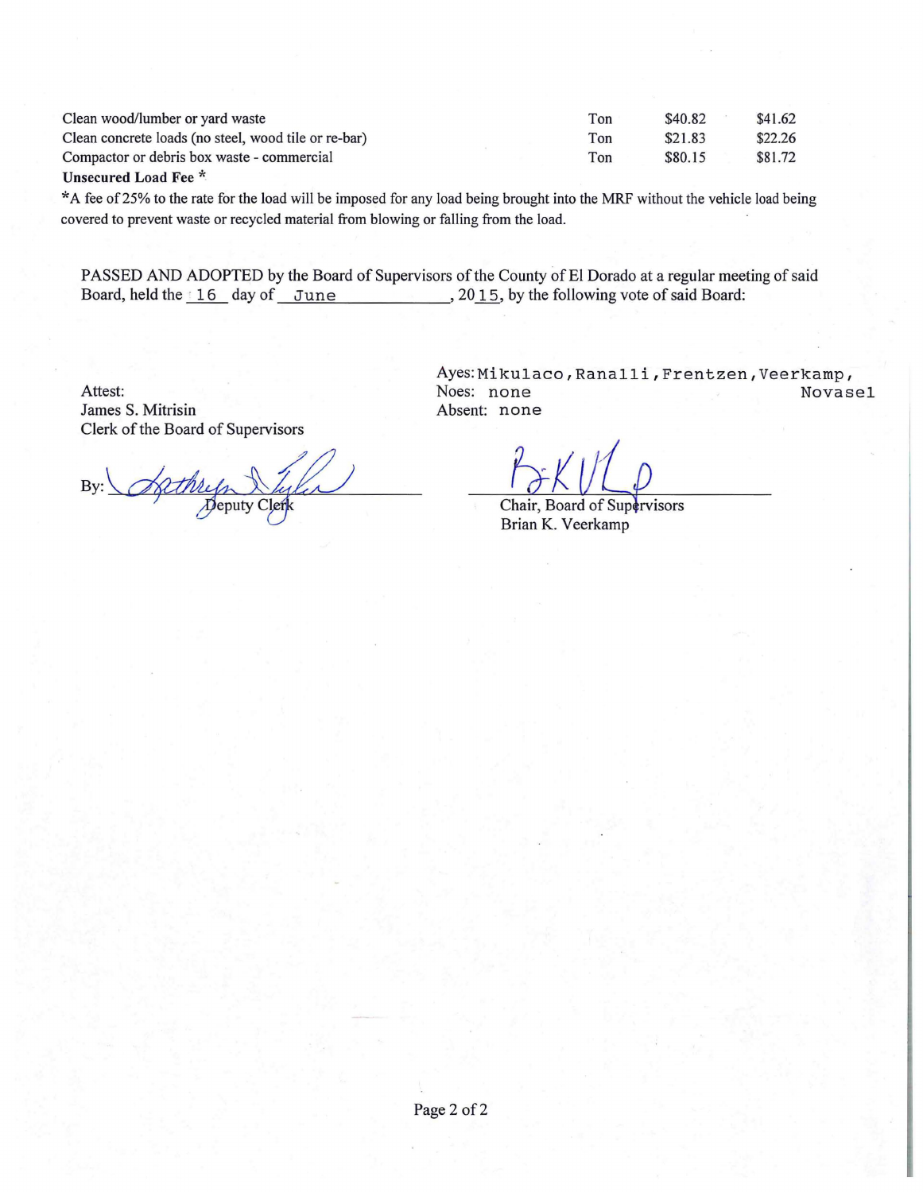| | | | |
|---|---|---|---|
| Clean wood/lumber or yard waste | Ton | $40.82 | $41.62 |
| Clean concrete loads (no steel, wood tile or re-bar) | Ton | $21.83 | $22.26 |
| Compactor or debris box waste - commercial | Ton | $80.15 | $81.72 |
| **Unsecured Load Fee** * | | | |

*A fee of 25% to the rate for the load will be imposed for any load being brought into the MRF without the vehicle load being covered to prevent waste or recycled material from blowing or falling from the load.

PASSED AND ADOPTED by the Board of Supervisors of the County of El Dorado at a regular meeting of said Board, held the 16 day of June, 2015, by the following vote of said Board:

Ayes: Mikulaco, Ranalli, Frentzen, Veerkamp, Novasel
Noes: none
Absent: none

Attest:
James S. Mitrisin
Clerk of the Board of Supervisors

By: Deputy Clerk

Chair, Board of Supervisors
Brian K. Veerkamp